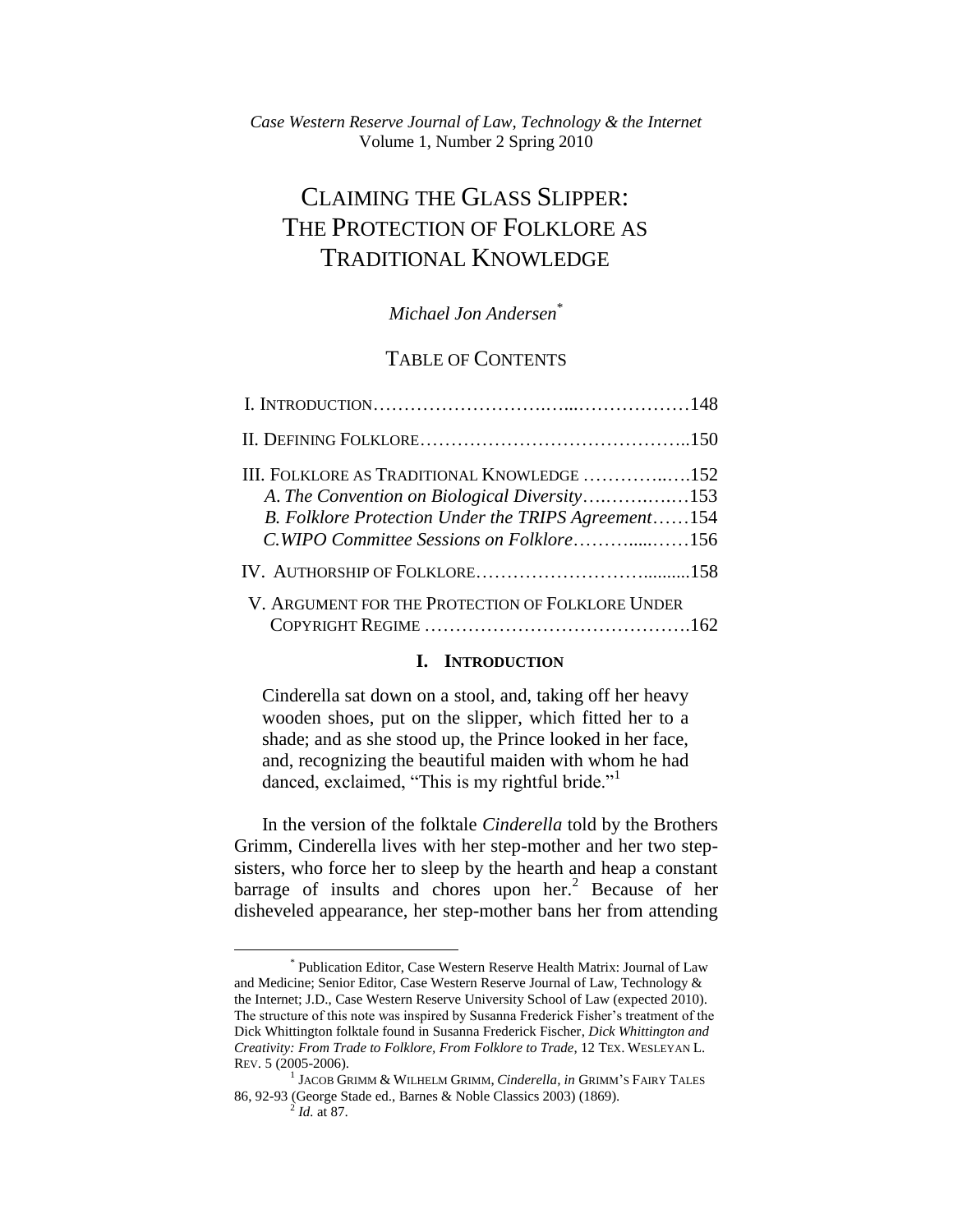*Case Western Reserve Journal of Law, Technology & the Internet*
Volume 1, Number 2 Spring 2010

# CLAIMING THE GLASS SLIPPER: THE PROTECTION OF FOLKLORE AS TRADITIONAL KNOWLEDGE

*Michael Jon Andersen*[*]

## TABLE OF CONTENTS

I. INTRODUCTION……………………….…...………………148

II. DEFINING FOLKLORE……………………………………..150

III. FOLKLORE AS TRADITIONAL KNOWLEDGE …………..….152
- *A. The Convention on Biological Diversity*….…….….…153
- *B. Folklore Protection Under the TRIPS Agreement*……154
- *C. WIPO Committee Sessions on Folklore*………....……156

IV. AUTHORSHIP OF FOLKLORE……………………..........158

V. ARGUMENT FOR THE PROTECTION OF FOLKLORE UNDER COPYRIGHT REGIME …………………………………….162

## I. INTRODUCTION

> Cinderella sat down on a stool, and, taking off her heavy wooden shoes, put on the slipper, which fitted her to a shade; and as she stood up, the Prince looked in her face, and, recognizing the beautiful maiden with whom he had danced, exclaimed, "This is my rightful bride."[1]

In the version of the folktale *Cinderella* told by the Brothers Grimm, Cinderella lives with her step-mother and her two step-sisters, who force her to sleep by the hearth and heap a constant barrage of insults and chores upon her.[2] Because of her disheveled appearance, her step-mother bans her from attending

---

[*] Publication Editor, Case Western Reserve Health Matrix: Journal of Law and Medicine; Senior Editor, Case Western Reserve Journal of Law, Technology & the Internet; J.D., Case Western Reserve University School of Law (expected 2010). The structure of this note was inspired by Susanna Frederick Fisher's treatment of the Dick Whittington folktale found in Susanna Frederick Fischer, *Dick Whittington and Creativity: From Trade to Folklore, From Folklore to Trade*, 12 TEX. WESLEYAN L. REV. 5 (2005-2006).

[1] JACOB GRIMM & WILHELM GRIMM, *Cinderella*, *in* GRIMM'S FAIRY TALES 86, 92-93 (George Stade ed., Barnes & Noble Classics 2003) (1869).

[2] *Id.* at 87.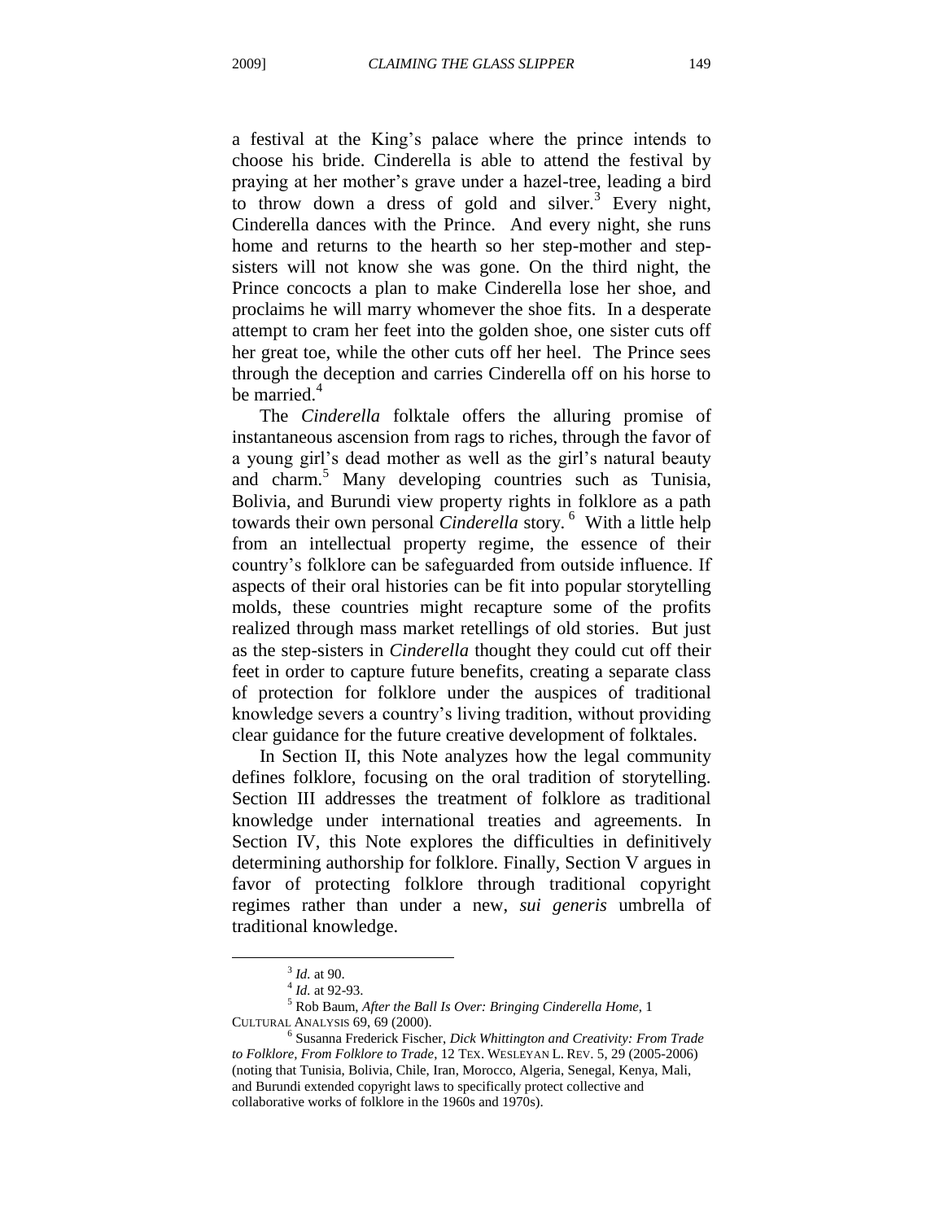a festival at the King's palace where the prince intends to choose his bride. Cinderella is able to attend the festival by praying at her mother's grave under a hazel-tree, leading a bird to throw down a dress of gold and silver.[3] Every night, Cinderella dances with the Prince. And every night, she runs home and returns to the hearth so her step-mother and step-sisters will not know she was gone. On the third night, the Prince concocts a plan to make Cinderella lose her shoe, and proclaims he will marry whomever the shoe fits. In a desperate attempt to cram her feet into the golden shoe, one sister cuts off her great toe, while the other cuts off her heel. The Prince sees through the deception and carries Cinderella off on his horse to be married.[4]

The *Cinderella* folktale offers the alluring promise of instantaneous ascension from rags to riches, through the favor of a young girl's dead mother as well as the girl's natural beauty and charm.[5] Many developing countries such as Tunisia, Bolivia, and Burundi view property rights in folklore as a path towards their own personal *Cinderella* story.[6] With a little help from an intellectual property regime, the essence of their country's folklore can be safeguarded from outside influence. If aspects of their oral histories can be fit into popular storytelling molds, these countries might recapture some of the profits realized through mass market retellings of old stories. But just as the step-sisters in *Cinderella* thought they could cut off their feet in order to capture future benefits, creating a separate class of protection for folklore under the auspices of traditional knowledge severs a country's living tradition, without providing clear guidance for the future creative development of folktales.

In Section II, this Note analyzes how the legal community defines folklore, focusing on the oral tradition of storytelling. Section III addresses the treatment of folklore as traditional knowledge under international treaties and agreements. In Section IV, this Note explores the difficulties in definitively determining authorship for folklore. Finally, Section V argues in favor of protecting folklore through traditional copyright regimes rather than under a new, *sui generis* umbrella of traditional knowledge.

---

[3] *Id.* at 90.

[4] *Id.* at 92-93.

[5] Rob Baum, *After the Ball Is Over: Bringing Cinderella Home*, 1 CULTURAL ANALYSIS 69, 69 (2000).

[6] Susanna Frederick Fischer, *Dick Whittington and Creativity: From Trade to Folklore, From Folklore to Trade*, 12 TEX. WESLEYAN L. REV. 5, 29 (2005-2006) (noting that Tunisia, Bolivia, Chile, Iran, Morocco, Algeria, Senegal, Kenya, Mali, and Burundi extended copyright laws to specifically protect collective and collaborative works of folklore in the 1960s and 1970s).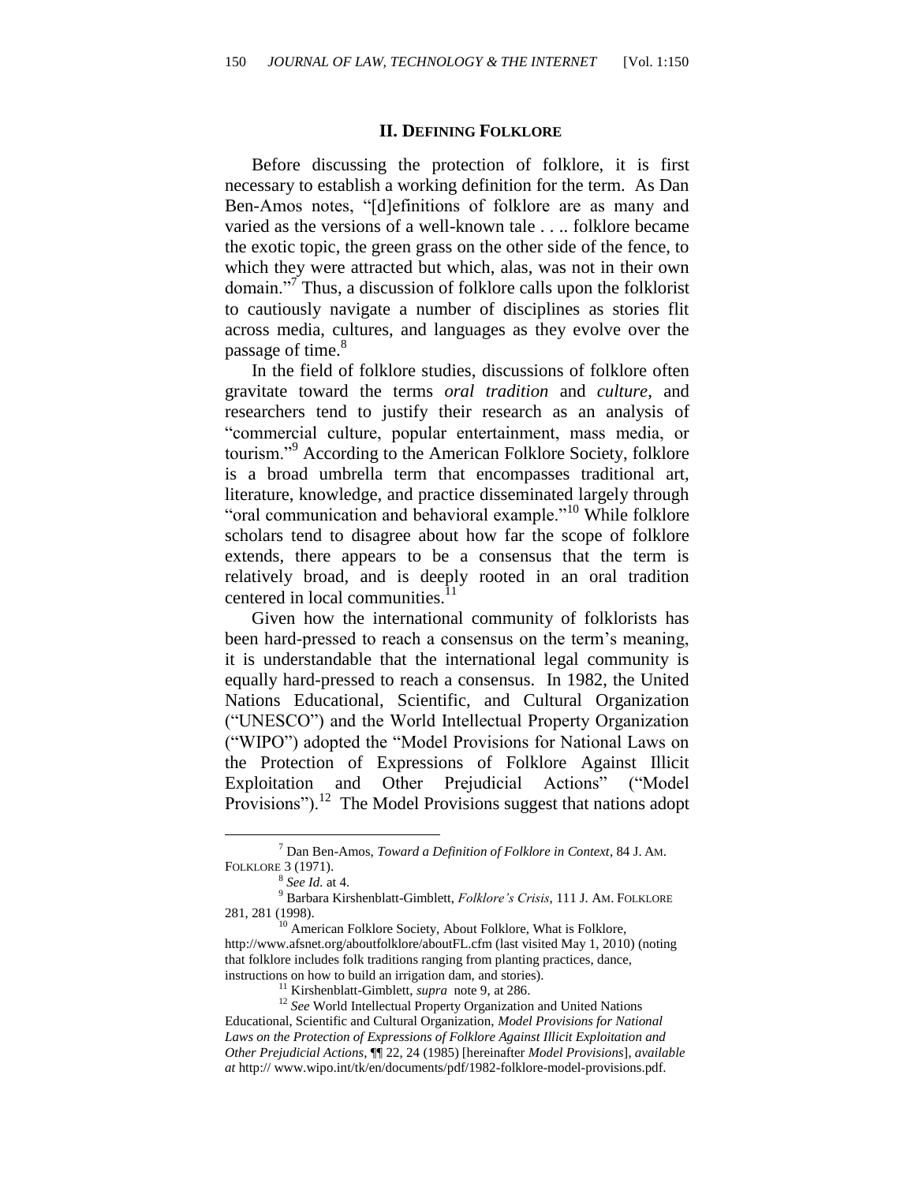## II. Defining Folklore

Before discussing the protection of folklore, it is first necessary to establish a working definition for the term. As Dan Ben-Amos notes, "[d]efinitions of folklore are as many and varied as the versions of a well-known tale . . .. folklore became the exotic topic, the green grass on the other side of the fence, to which they were attracted but which, alas, was not in their own domain."[7] Thus, a discussion of folklore calls upon the folklorist to cautiously navigate a number of disciplines as stories flit across media, cultures, and languages as they evolve over the passage of time.[8]

In the field of folklore studies, discussions of folklore often gravitate toward the terms *oral tradition* and *culture*, and researchers tend to justify their research as an analysis of "commercial culture, popular entertainment, mass media, or tourism."[9] According to the American Folklore Society, folklore is a broad umbrella term that encompasses traditional art, literature, knowledge, and practice disseminated largely through "oral communication and behavioral example."[10] While folklore scholars tend to disagree about how far the scope of folklore extends, there appears to be a consensus that the term is relatively broad, and is deeply rooted in an oral tradition centered in local communities.[11]

Given how the international community of folklorists has been hard-pressed to reach a consensus on the term's meaning, it is understandable that the international legal community is equally hard-pressed to reach a consensus. In 1982, the United Nations Educational, Scientific, and Cultural Organization ("UNESCO") and the World Intellectual Property Organization ("WIPO") adopted the "Model Provisions for National Laws on the Protection of Expressions of Folklore Against Illicit Exploitation and Other Prejudicial Actions" ("Model Provisions").[12] The Model Provisions suggest that nations adopt

---

[7] Dan Ben-Amos, *Toward a Definition of Folklore in Context*, 84 J. AM. FOLKLORE 3 (1971).

[8] *See Id.* at 4.

[9] Barbara Kirshenblatt-Gimblett, *Folklore's Crisis*, 111 J. AM. FOLKLORE 281, 281 (1998).

[10] American Folklore Society, About Folklore, What is Folklore, http://www.afsnet.org/aboutfolklore/aboutFL.cfm (last visited May 1, 2010) (noting that folklore includes folk traditions ranging from planting practices, dance, instructions on how to build an irrigation dam, and stories).

[11] Kirshenblatt-Gimblett, *supra* note 9, at 286.

[12] *See* World Intellectual Property Organization and United Nations Educational, Scientific and Cultural Organization, *Model Provisions for National Laws on the Protection of Expressions of Folklore Against Illicit Exploitation and Other Prejudicial Actions*, ¶¶ 22, 24 (1985) [hereinafter *Model Provisions*], *available at* http:// www.wipo.int/tk/en/documents/pdf/1982-folklore-model-provisions.pdf.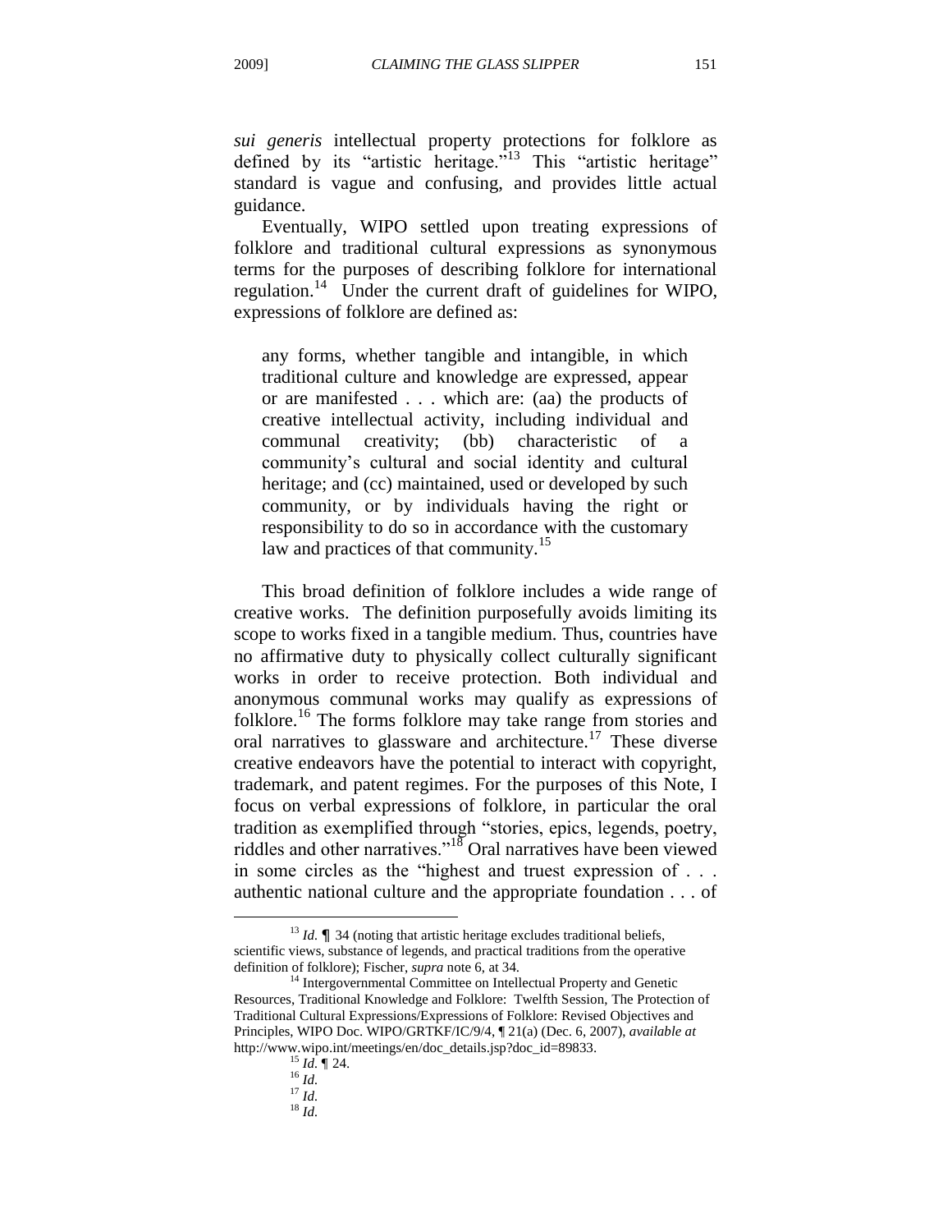*sui generis* intellectual property protections for folklore as defined by its "artistic heritage."[13] This "artistic heritage" standard is vague and confusing, and provides little actual guidance.

Eventually, WIPO settled upon treating expressions of folklore and traditional cultural expressions as synonymous terms for the purposes of describing folklore for international regulation.[14] Under the current draft of guidelines for WIPO, expressions of folklore are defined as:

> any forms, whether tangible and intangible, in which traditional culture and knowledge are expressed, appear or are manifested . . . which are: (aa) the products of creative intellectual activity, including individual and communal creativity; (bb) characteristic of a community's cultural and social identity and cultural heritage; and (cc) maintained, used or developed by such community, or by individuals having the right or responsibility to do so in accordance with the customary law and practices of that community.[15]

This broad definition of folklore includes a wide range of creative works. The definition purposefully avoids limiting its scope to works fixed in a tangible medium. Thus, countries have no affirmative duty to physically collect culturally significant works in order to receive protection. Both individual and anonymous communal works may qualify as expressions of folklore.[16] The forms folklore may take range from stories and oral narratives to glassware and architecture.[17] These diverse creative endeavors have the potential to interact with copyright, trademark, and patent regimes. For the purposes of this Note, I focus on verbal expressions of folklore, in particular the oral tradition as exemplified through "stories, epics, legends, poetry, riddles and other narratives."[18] Oral narratives have been viewed in some circles as the "highest and truest expression of . . . authentic national culture and the appropriate foundation . . . of

---

[13] *Id.* ¶ 34 (noting that artistic heritage excludes traditional beliefs, scientific views, substance of legends, and practical traditions from the operative definition of folklore); Fischer, *supra* note 6, at 34.

[14] Intergovernmental Committee on Intellectual Property and Genetic Resources, Traditional Knowledge and Folklore: Twelfth Session, The Protection of Traditional Cultural Expressions/Expressions of Folklore: Revised Objectives and Principles, WIPO Doc. WIPO/GRTKF/IC/9/4, ¶ 21(a) (Dec. 6, 2007), *available at* http://www.wipo.int/meetings/en/doc_details.jsp?doc_id=89833.

[15] *Id.* ¶ 24.

[16] *Id.*

[17] *Id.*

[18] *Id.*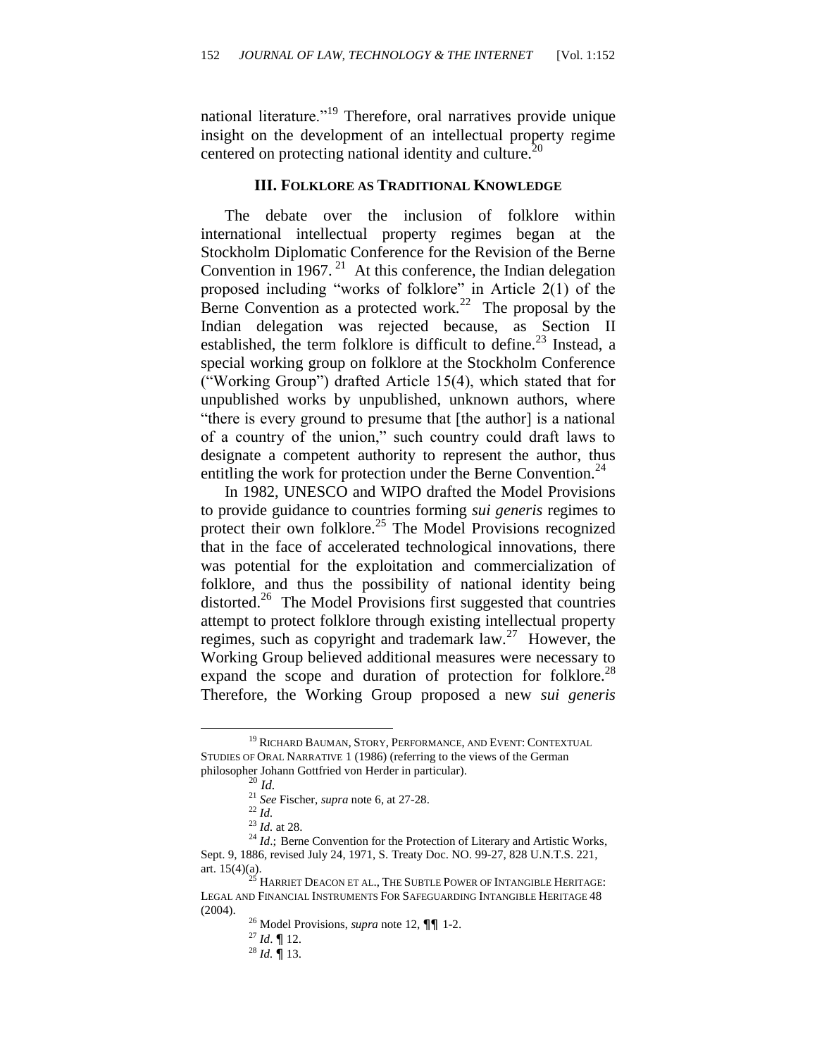national literature."[19] Therefore, oral narratives provide unique insight on the development of an intellectual property regime centered on protecting national identity and culture.[20]

### III. FOLKLORE AS TRADITIONAL KNOWLEDGE

The debate over the inclusion of folklore within international intellectual property regimes began at the Stockholm Diplomatic Conference for the Revision of the Berne Convention in 1967.[21] At this conference, the Indian delegation proposed including "works of folklore" in Article 2(1) of the Berne Convention as a protected work.[22] The proposal by the Indian delegation was rejected because, as Section II established, the term folklore is difficult to define.[23] Instead, a special working group on folklore at the Stockholm Conference ("Working Group") drafted Article 15(4), which stated that for unpublished works by unpublished, unknown authors, where "there is every ground to presume that [the author] is a national of a country of the union," such country could draft laws to designate a competent authority to represent the author, thus entitling the work for protection under the Berne Convention.[24]

In 1982, UNESCO and WIPO drafted the Model Provisions to provide guidance to countries forming *sui generis* regimes to protect their own folklore.[25] The Model Provisions recognized that in the face of accelerated technological innovations, there was potential for the exploitation and commercialization of folklore, and thus the possibility of national identity being distorted.[26] The Model Provisions first suggested that countries attempt to protect folklore through existing intellectual property regimes, such as copyright and trademark law.[27] However, the Working Group believed additional measures were necessary to expand the scope and duration of protection for folklore.[28] Therefore, the Working Group proposed a new *sui generis*

---

[19] RICHARD BAUMAN, STORY, PERFORMANCE, AND EVENT: CONTEXTUAL STUDIES OF ORAL NARRATIVE 1 (1986) (referring to the views of the German philosopher Johann Gottfried von Herder in particular).

[20] *Id.*

[21] *See* Fischer, *supra* note 6, at 27-28.

[22] *Id.*

[23] *Id.* at 28.

[24] *Id.*; Berne Convention for the Protection of Literary and Artistic Works, Sept. 9, 1886, revised July 24, 1971, S. Treaty Doc. NO. 99-27, 828 U.N.T.S. 221, art. 15(4)(a).

[25] HARRIET DEACON ET AL., THE SUBTLE POWER OF INTANGIBLE HERITAGE: LEGAL AND FINANCIAL INSTRUMENTS FOR SAFEGUARDING INTANGIBLE HERITAGE 48 (2004).

[26] Model Provisions, *supra* note 12, ¶¶ 1-2.

[27] *Id*. ¶ 12.

[28] *Id.* ¶ 13.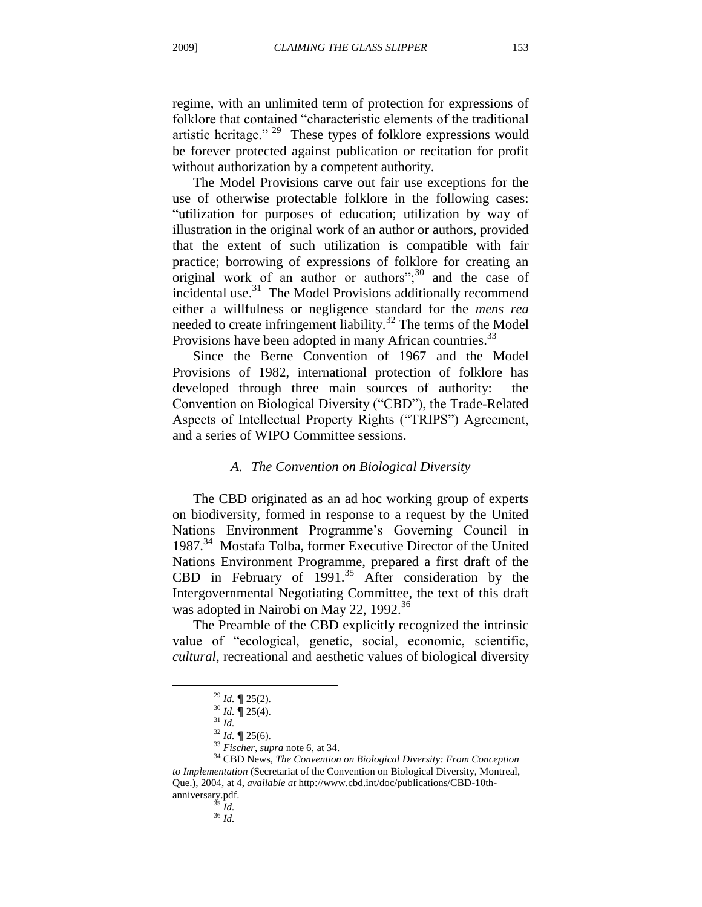regime, with an unlimited term of protection for expressions of folklore that contained "characteristic elements of the traditional artistic heritage."[29] These types of folklore expressions would be forever protected against publication or recitation for profit without authorization by a competent authority.

The Model Provisions carve out fair use exceptions for the use of otherwise protectable folklore in the following cases: "utilization for purposes of education; utilization by way of illustration in the original work of an author or authors, provided that the extent of such utilization is compatible with fair practice; borrowing of expressions of folklore for creating an original work of an author or authors";[30] and the case of incidental use.[31] The Model Provisions additionally recommend either a willfulness or negligence standard for the *mens rea* needed to create infringement liability.[32] The terms of the Model Provisions have been adopted in many African countries.[33]

Since the Berne Convention of 1967 and the Model Provisions of 1982, international protection of folklore has developed through three main sources of authority: the Convention on Biological Diversity ("CBD"), the Trade-Related Aspects of Intellectual Property Rights ("TRIPS") Agreement, and a series of WIPO Committee sessions.

### *A. The Convention on Biological Diversity*

The CBD originated as an ad hoc working group of experts on biodiversity, formed in response to a request by the United Nations Environment Programme's Governing Council in 1987.[34] Mostafa Tolba, former Executive Director of the United Nations Environment Programme, prepared a first draft of the CBD in February of 1991.[35] After consideration by the Intergovernmental Negotiating Committee, the text of this draft was adopted in Nairobi on May 22, 1992.[36]

The Preamble of the CBD explicitly recognized the intrinsic value of "ecological, genetic, social, economic, scientific, *cultural*, recreational and aesthetic values of biological diversity

---

[29] *Id.* ¶ 25(2).

[30] *Id.* ¶ 25(4).

[31] *Id.*

[32] *Id.* ¶ 25(6).

[33] *Fischer*, *supra* note 6, at 34.

[34] CBD News, *The Convention on Biological Diversity: From Conception to Implementation* (Secretariat of the Convention on Biological Diversity, Montreal, Que.), 2004, at 4, *available at* http://www.cbd.int/doc/publications/CBD-10th-anniversary.pdf.

[35] *Id.*

[36] *Id.*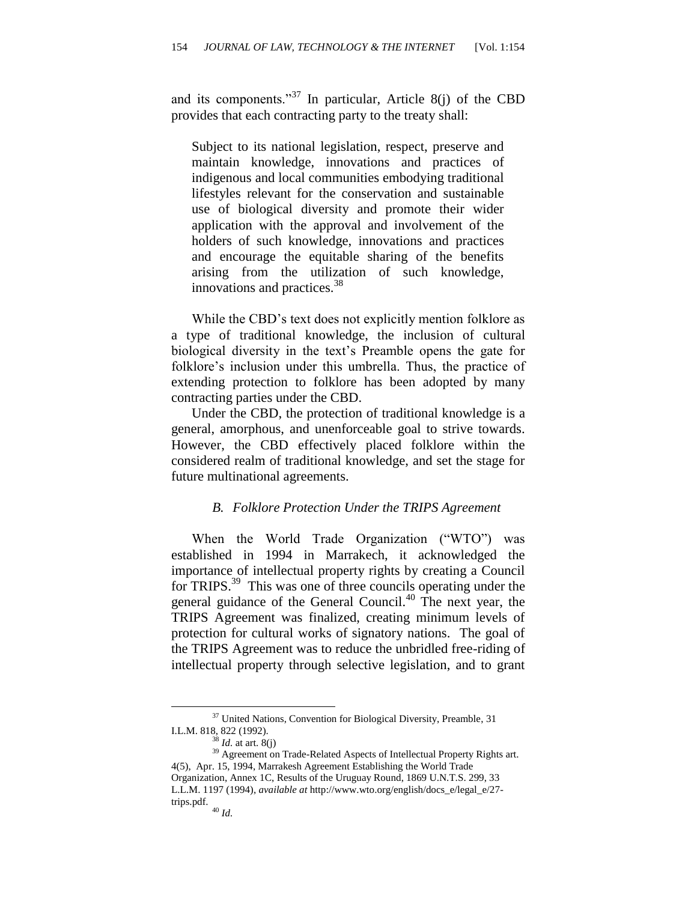and its components."[37] In particular, Article 8(j) of the CBD provides that each contracting party to the treaty shall:

> Subject to its national legislation, respect, preserve and maintain knowledge, innovations and practices of indigenous and local communities embodying traditional lifestyles relevant for the conservation and sustainable use of biological diversity and promote their wider application with the approval and involvement of the holders of such knowledge, innovations and practices and encourage the equitable sharing of the benefits arising from the utilization of such knowledge, innovations and practices.[38]

While the CBD's text does not explicitly mention folklore as a type of traditional knowledge, the inclusion of cultural biological diversity in the text's Preamble opens the gate for folklore's inclusion under this umbrella. Thus, the practice of extending protection to folklore has been adopted by many contracting parties under the CBD.

Under the CBD, the protection of traditional knowledge is a general, amorphous, and unenforceable goal to strive towards. However, the CBD effectively placed folklore within the considered realm of traditional knowledge, and set the stage for future multinational agreements.

### *B. Folklore Protection Under the TRIPS Agreement*

When the World Trade Organization ("WTO") was established in 1994 in Marrakech, it acknowledged the importance of intellectual property rights by creating a Council for TRIPS.[39] This was one of three councils operating under the general guidance of the General Council.[40] The next year, the TRIPS Agreement was finalized, creating minimum levels of protection for cultural works of signatory nations. The goal of the TRIPS Agreement was to reduce the unbridled free-riding of intellectual property through selective legislation, and to grant

---

[37] United Nations, Convention for Biological Diversity, Preamble, 31 I.L.M. 818, 822 (1992).

[38] *Id.* at art. 8(j)

[39] Agreement on Trade-Related Aspects of Intellectual Property Rights art. 4(5), Apr. 15, 1994, Marrakesh Agreement Establishing the World Trade Organization, Annex 1C, Results of the Uruguay Round, 1869 U.N.T.S. 299, 33 L.L.M. 1197 (1994), *available at* http://www.wto.org/english/docs_e/legal_e/27-trips.pdf.

[40] *Id.*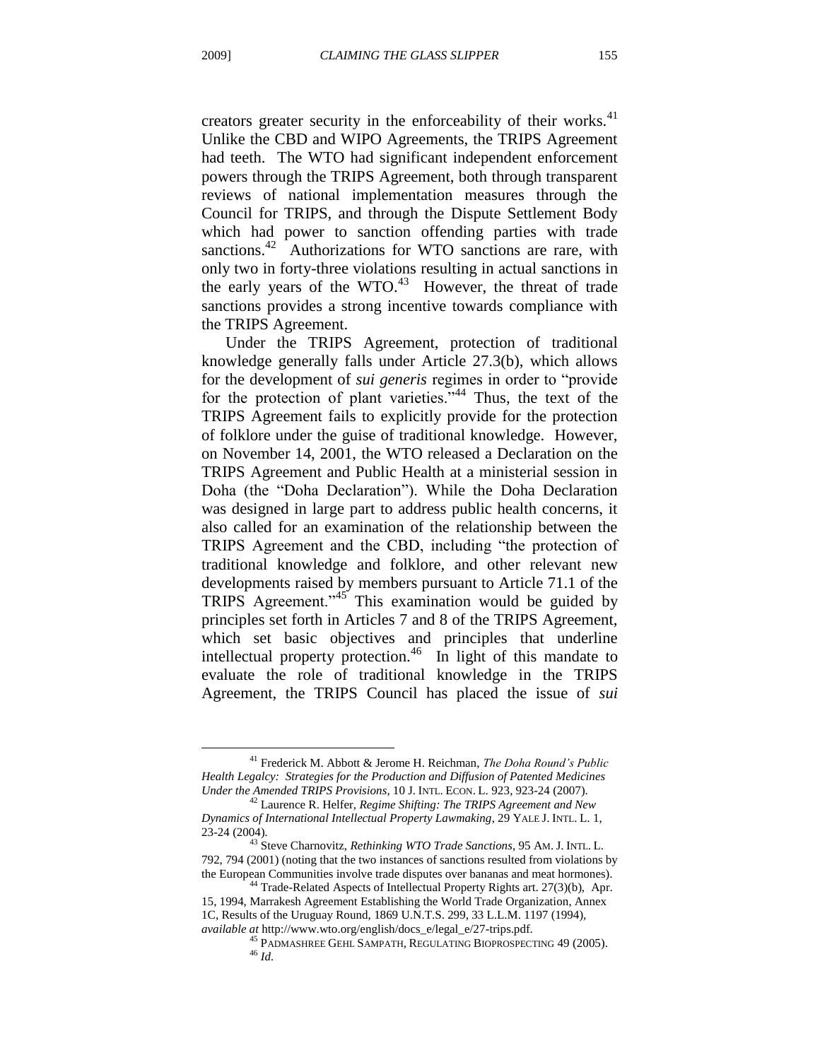creators greater security in the enforceability of their works.[41] Unlike the CBD and WIPO Agreements, the TRIPS Agreement had teeth. The WTO had significant independent enforcement powers through the TRIPS Agreement, both through transparent reviews of national implementation measures through the Council for TRIPS, and through the Dispute Settlement Body which had power to sanction offending parties with trade sanctions.[42] Authorizations for WTO sanctions are rare, with only two in forty-three violations resulting in actual sanctions in the early years of the WTO.[43] However, the threat of trade sanctions provides a strong incentive towards compliance with the TRIPS Agreement.

Under the TRIPS Agreement, protection of traditional knowledge generally falls under Article 27.3(b), which allows for the development of *sui generis* regimes in order to "provide for the protection of plant varieties."[44] Thus, the text of the TRIPS Agreement fails to explicitly provide for the protection of folklore under the guise of traditional knowledge. However, on November 14, 2001, the WTO released a Declaration on the TRIPS Agreement and Public Health at a ministerial session in Doha (the "Doha Declaration"). While the Doha Declaration was designed in large part to address public health concerns, it also called for an examination of the relationship between the TRIPS Agreement and the CBD, including "the protection of traditional knowledge and folklore, and other relevant new developments raised by members pursuant to Article 71.1 of the TRIPS Agreement."[45] This examination would be guided by principles set forth in Articles 7 and 8 of the TRIPS Agreement, which set basic objectives and principles that underline intellectual property protection.[46] In light of this mandate to evaluate the role of traditional knowledge in the TRIPS Agreement, the TRIPS Council has placed the issue of *sui*

---

[41] Frederick M. Abbott & Jerome H. Reichman, *The Doha Round's Public Health Legalcy: Strategies for the Production and Diffusion of Patented Medicines Under the Amended TRIPS Provisions*, 10 J. INTL. ECON. L. 923, 923-24 (2007).

[42] Laurence R. Helfer, *Regime Shifting: The TRIPS Agreement and New Dynamics of International Intellectual Property Lawmaking*, 29 YALE J. INTL. L. 1, 23-24 (2004).

[43] Steve Charnovitz, *Rethinking WTO Trade Sanctions*, 95 AM. J. INTL. L. 792, 794 (2001) (noting that the two instances of sanctions resulted from violations by the European Communities involve trade disputes over bananas and meat hormones).

[44] Trade-Related Aspects of Intellectual Property Rights art. 27(3)(b), Apr. 15, 1994, Marrakesh Agreement Establishing the World Trade Organization, Annex 1C, Results of the Uruguay Round, 1869 U.N.T.S. 299, 33 L.L.M. 1197 (1994), *available at* http://www.wto.org/english/docs_e/legal_e/27-trips.pdf.

[45] PADMASHREE GEHL SAMPATH, REGULATING BIOPROSPECTING 49 (2005).

[46] *Id.*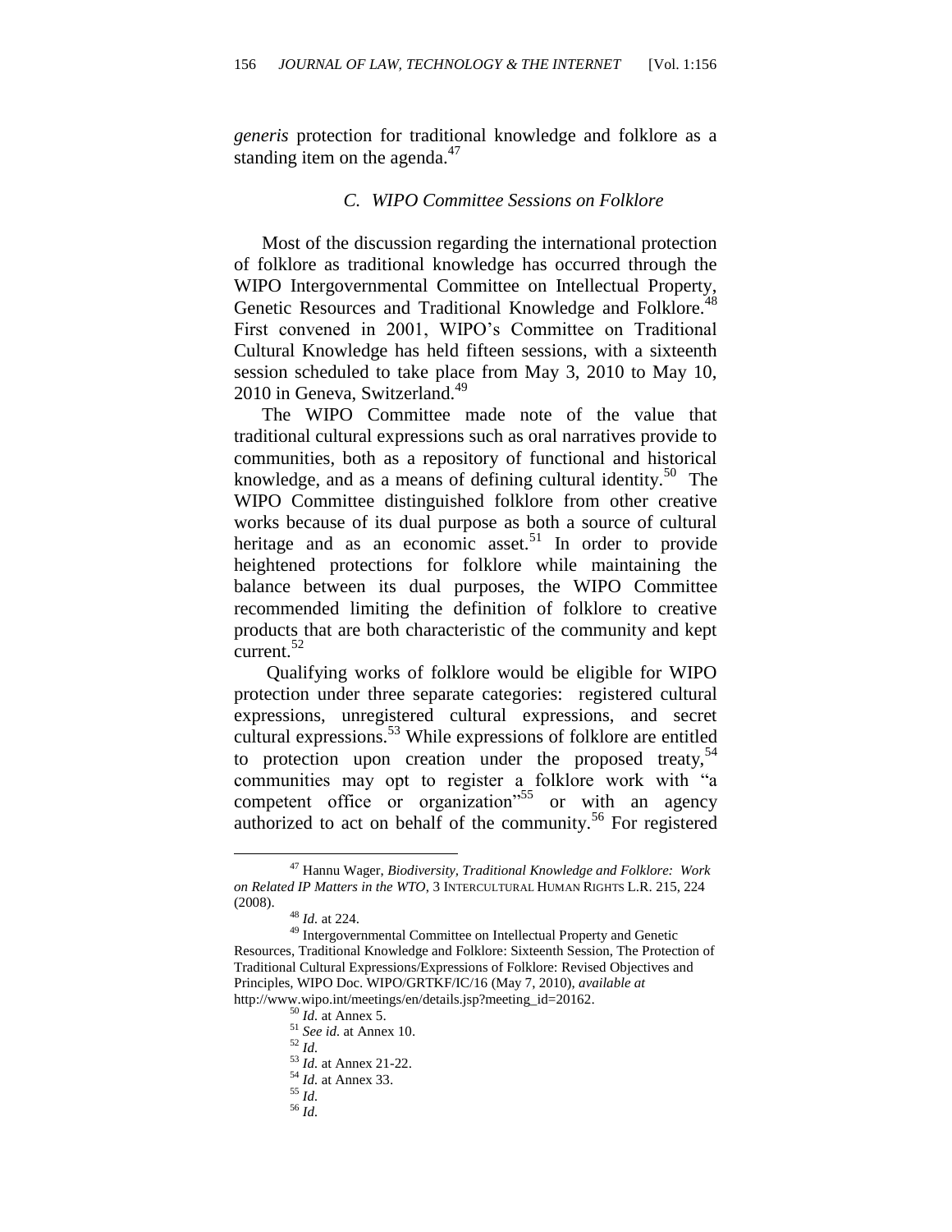*generis* protection for traditional knowledge and folklore as a standing item on the agenda.[47]

### *C. WIPO Committee Sessions on Folklore*

Most of the discussion regarding the international protection of folklore as traditional knowledge has occurred through the WIPO Intergovernmental Committee on Intellectual Property, Genetic Resources and Traditional Knowledge and Folklore.[48] First convened in 2001, WIPO's Committee on Traditional Cultural Knowledge has held fifteen sessions, with a sixteenth session scheduled to take place from May 3, 2010 to May 10, 2010 in Geneva, Switzerland.[49]

The WIPO Committee made note of the value that traditional cultural expressions such as oral narratives provide to communities, both as a repository of functional and historical knowledge, and as a means of defining cultural identity.[50] The WIPO Committee distinguished folklore from other creative works because of its dual purpose as both a source of cultural heritage and as an economic asset.[51] In order to provide heightened protections for folklore while maintaining the balance between its dual purposes, the WIPO Committee recommended limiting the definition of folklore to creative products that are both characteristic of the community and kept current.[52]

Qualifying works of folklore would be eligible for WIPO protection under three separate categories: registered cultural expressions, unregistered cultural expressions, and secret cultural expressions.[53] While expressions of folklore are entitled to protection upon creation under the proposed treaty,[54] communities may opt to register a folklore work with "a competent office or organization"[55] or with an agency authorized to act on behalf of the community.[56] For registered

---

[47] Hannu Wager, *Biodiversity, Traditional Knowledge and Folklore: Work on Related IP Matters in the WTO*, 3 INTERCULTURAL HUMAN RIGHTS L.R. 215, 224 (2008).

[48] *Id.* at 224.

[49] Intergovernmental Committee on Intellectual Property and Genetic Resources, Traditional Knowledge and Folklore: Sixteenth Session, The Protection of Traditional Cultural Expressions/Expressions of Folklore: Revised Objectives and Principles, WIPO Doc. WIPO/GRTKF/IC/16 (May 7, 2010), *available at* http://www.wipo.int/meetings/en/details.jsp?meeting_id=20162.

[50] *Id.* at Annex 5.

[51] *See id.* at Annex 10.

[52] *Id.*

[53] *Id.* at Annex 21-22.

[54] *Id.* at Annex 33.

[55] *Id.*

[56] *Id.*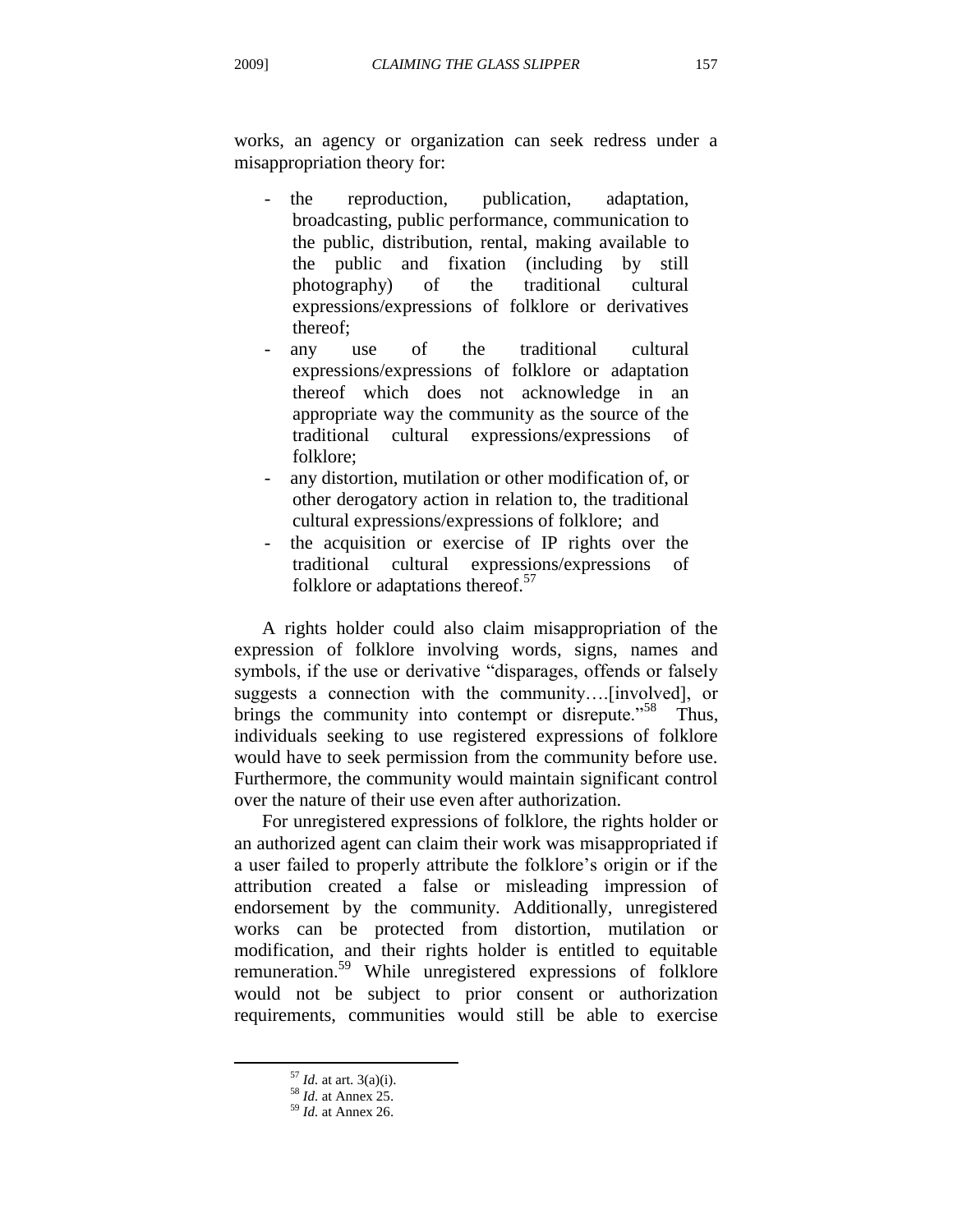works, an agency or organization can seek redress under a misappropriation theory for:

- the reproduction, publication, adaptation, broadcasting, public performance, communication to the public, distribution, rental, making available to the public and fixation (including by still photography) of the traditional cultural expressions/expressions of folklore or derivatives thereof;
- any use of the traditional cultural expressions/expressions of folklore or adaptation thereof which does not acknowledge in an appropriate way the community as the source of the traditional cultural expressions/expressions of folklore;
- any distortion, mutilation or other modification of, or other derogatory action in relation to, the traditional cultural expressions/expressions of folklore; and
- the acquisition or exercise of IP rights over the traditional cultural expressions/expressions of folklore or adaptations thereof.[57]

A rights holder could also claim misappropriation of the expression of folklore involving words, signs, names and symbols, if the use or derivative "disparages, offends or falsely suggests a connection with the community….[involved], or brings the community into contempt or disrepute."[58] Thus, individuals seeking to use registered expressions of folklore would have to seek permission from the community before use. Furthermore, the community would maintain significant control over the nature of their use even after authorization.

For unregistered expressions of folklore, the rights holder or an authorized agent can claim their work was misappropriated if a user failed to properly attribute the folklore's origin or if the attribution created a false or misleading impression of endorsement by the community. Additionally, unregistered works can be protected from distortion, mutilation or modification, and their rights holder is entitled to equitable remuneration.[59] While unregistered expressions of folklore would not be subject to prior consent or authorization requirements, communities would still be able to exercise

---

[57] *Id.* at art. 3(a)(i).

[58] *Id.* at Annex 25.

[59] *Id.* at Annex 26.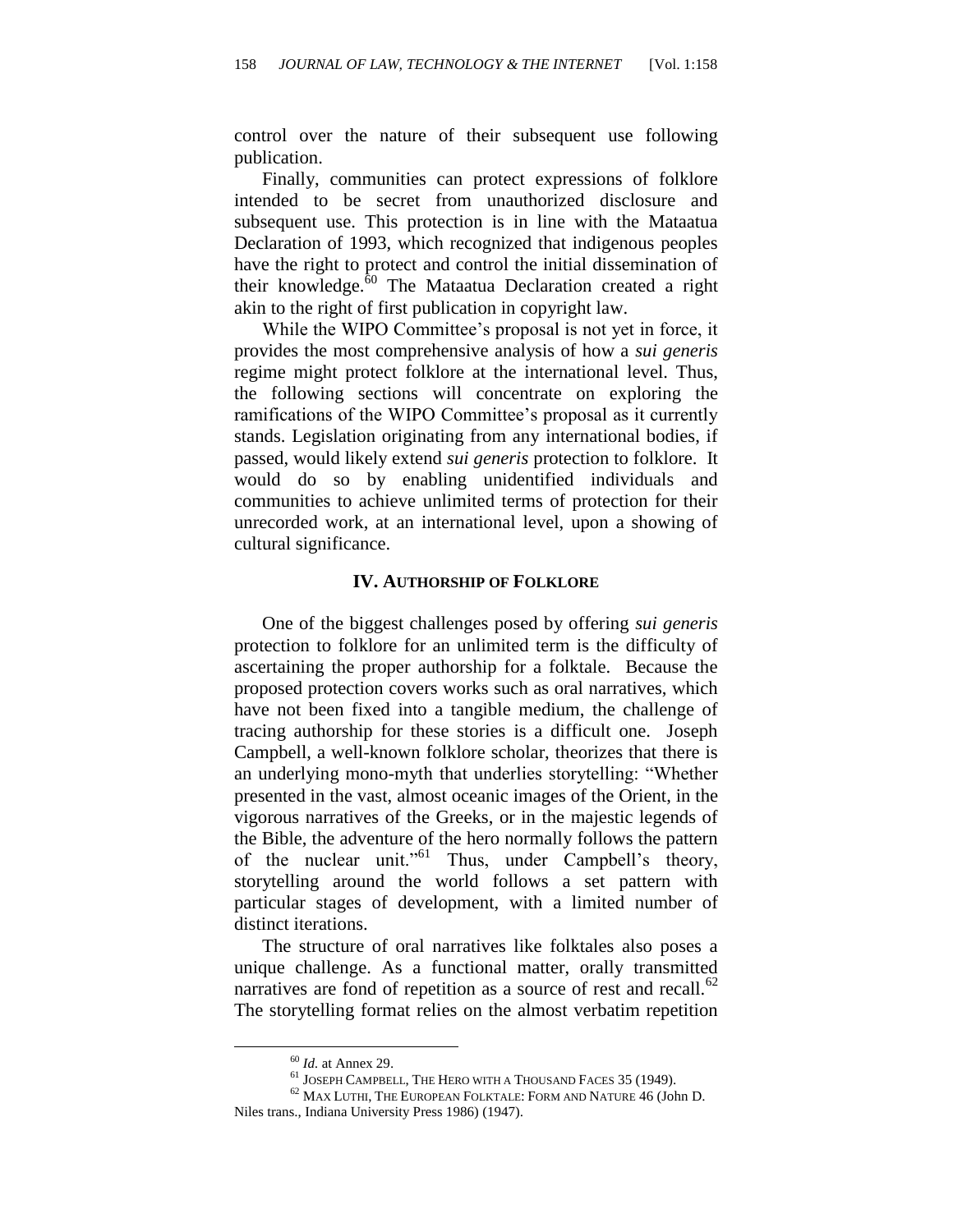control over the nature of their subsequent use following publication.

Finally, communities can protect expressions of folklore intended to be secret from unauthorized disclosure and subsequent use. This protection is in line with the Mataatua Declaration of 1993, which recognized that indigenous peoples have the right to protect and control the initial dissemination of their knowledge.[60] The Mataatua Declaration created a right akin to the right of first publication in copyright law.

While the WIPO Committee's proposal is not yet in force, it provides the most comprehensive analysis of how a *sui generis* regime might protect folklore at the international level. Thus, the following sections will concentrate on exploring the ramifications of the WIPO Committee's proposal as it currently stands. Legislation originating from any international bodies, if passed, would likely extend *sui generis* protection to folklore. It would do so by enabling unidentified individuals and communities to achieve unlimited terms of protection for their unrecorded work, at an international level, upon a showing of cultural significance.

## IV. Authorship of Folklore

One of the biggest challenges posed by offering *sui generis* protection to folklore for an unlimited term is the difficulty of ascertaining the proper authorship for a folktale. Because the proposed protection covers works such as oral narratives, which have not been fixed into a tangible medium, the challenge of tracing authorship for these stories is a difficult one. Joseph Campbell, a well-known folklore scholar, theorizes that there is an underlying mono-myth that underlies storytelling: "Whether presented in the vast, almost oceanic images of the Orient, in the vigorous narratives of the Greeks, or in the majestic legends of the Bible, the adventure of the hero normally follows the pattern of the nuclear unit."[61] Thus, under Campbell's theory, storytelling around the world follows a set pattern with particular stages of development, with a limited number of distinct iterations.

The structure of oral narratives like folktales also poses a unique challenge. As a functional matter, orally transmitted narratives are fond of repetition as a source of rest and recall.[62] The storytelling format relies on the almost verbatim repetition

---

[60] *Id.* at Annex 29.

[61] Joseph Campbell, The Hero with a Thousand Faces 35 (1949).

[62] Max Luthi, The European Folktale: Form and Nature 46 (John D. Niles trans., Indiana University Press 1986) (1947).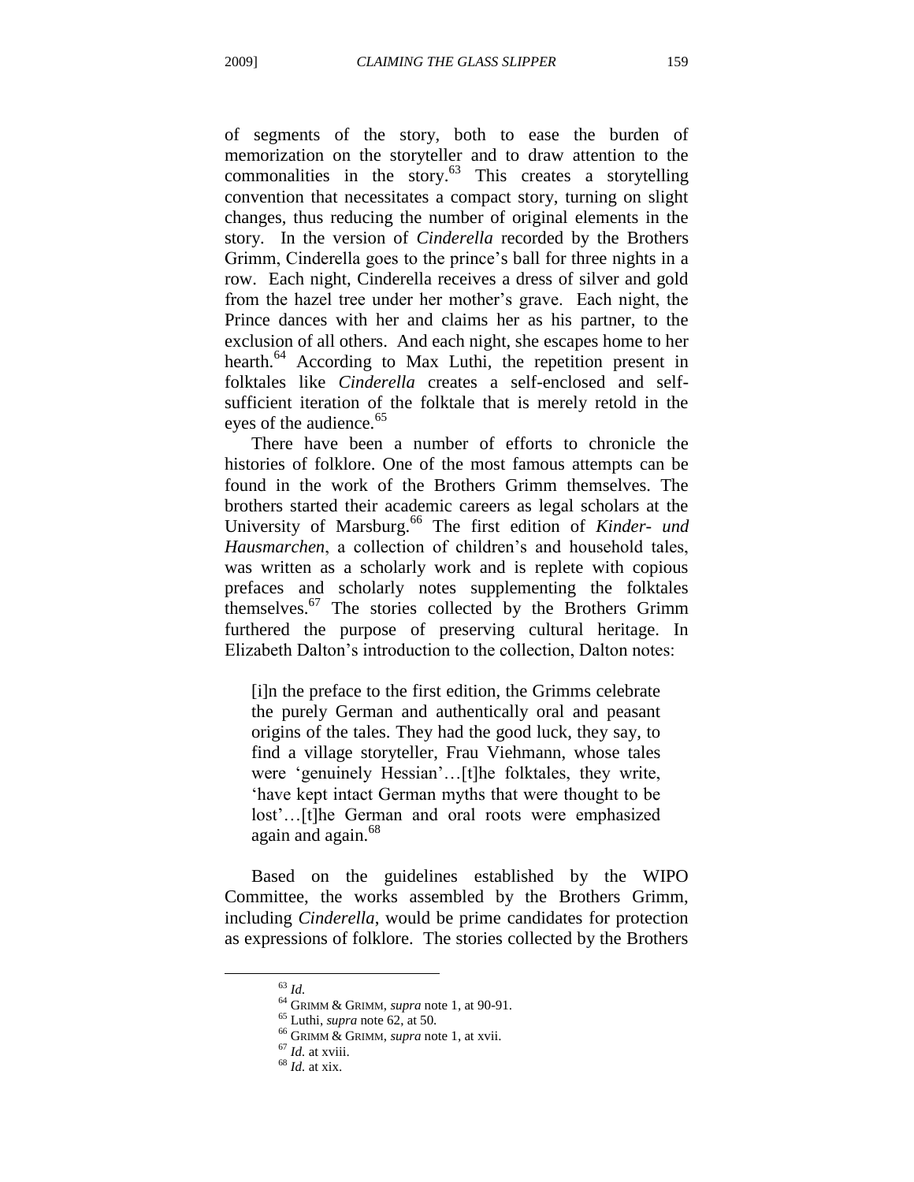of segments of the story, both to ease the burden of memorization on the storyteller and to draw attention to the commonalities in the story.[63] This creates a storytelling convention that necessitates a compact story, turning on slight changes, thus reducing the number of original elements in the story. In the version of *Cinderella* recorded by the Brothers Grimm, Cinderella goes to the prince's ball for three nights in a row. Each night, Cinderella receives a dress of silver and gold from the hazel tree under her mother's grave. Each night, the Prince dances with her and claims her as his partner, to the exclusion of all others. And each night, she escapes home to her hearth.[64] According to Max Luthi, the repetition present in folktales like *Cinderella* creates a self-enclosed and self-sufficient iteration of the folktale that is merely retold in the eyes of the audience.[65]

There have been a number of efforts to chronicle the histories of folklore. One of the most famous attempts can be found in the work of the Brothers Grimm themselves. The brothers started their academic careers as legal scholars at the University of Marsburg.[66] The first edition of *Kinder- und Hausmarchen*, a collection of children's and household tales, was written as a scholarly work and is replete with copious prefaces and scholarly notes supplementing the folktales themselves.[67] The stories collected by the Brothers Grimm furthered the purpose of preserving cultural heritage. In Elizabeth Dalton's introduction to the collection, Dalton notes:

> [i]n the preface to the first edition, the Grimms celebrate the purely German and authentically oral and peasant origins of the tales. They had the good luck, they say, to find a village storyteller, Frau Viehmann, whose tales were 'genuinely Hessian'…[t]he folktales, they write, 'have kept intact German myths that were thought to be lost'…[t]he German and oral roots were emphasized again and again.[68]

Based on the guidelines established by the WIPO Committee, the works assembled by the Brothers Grimm, including *Cinderella*, would be prime candidates for protection as expressions of folklore. The stories collected by the Brothers

---

[63] *Id.*

[64] GRIMM & GRIMM, *supra* note 1, at 90-91.

[65] Luthi, *supra* note 62, at 50.

[66] GRIMM & GRIMM, *supra* note 1, at xvii.

[67] *Id.* at xviii.

[68] *Id.* at xix.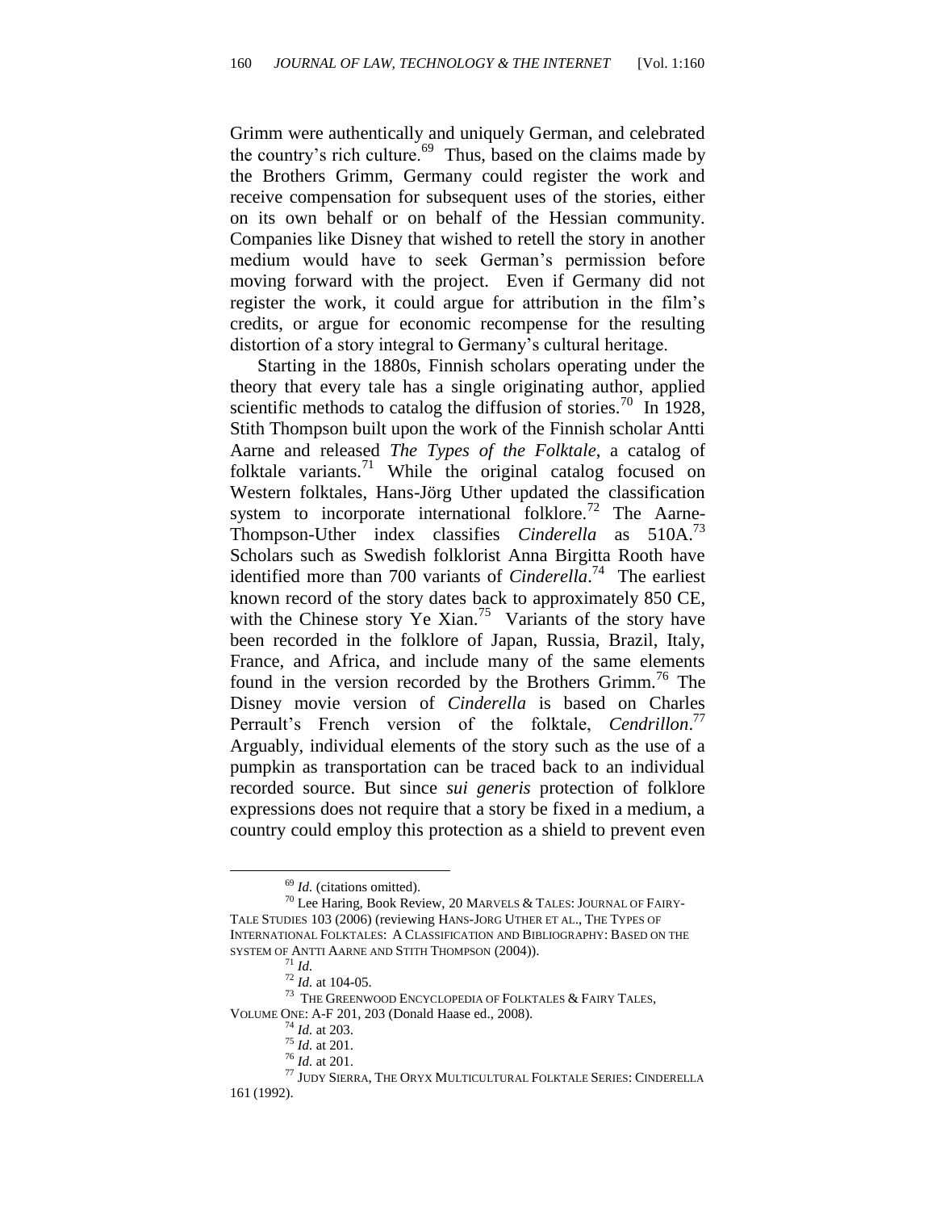Grimm were authentically and uniquely German, and celebrated the country's rich culture.[69] Thus, based on the claims made by the Brothers Grimm, Germany could register the work and receive compensation for subsequent uses of the stories, either on its own behalf or on behalf of the Hessian community. Companies like Disney that wished to retell the story in another medium would have to seek German's permission before moving forward with the project. Even if Germany did not register the work, it could argue for attribution in the film's credits, or argue for economic recompense for the resulting distortion of a story integral to Germany's cultural heritage.

Starting in the 1880s, Finnish scholars operating under the theory that every tale has a single originating author, applied scientific methods to catalog the diffusion of stories.[70] In 1928, Stith Thompson built upon the work of the Finnish scholar Antti Aarne and released *The Types of the Folktale*, a catalog of folktale variants.[71] While the original catalog focused on Western folktales, Hans-Jörg Uther updated the classification system to incorporate international folklore.[72] The Aarne-Thompson-Uther index classifies *Cinderella* as 510A.[73] Scholars such as Swedish folklorist Anna Birgitta Rooth have identified more than 700 variants of *Cinderella*.[74] The earliest known record of the story dates back to approximately 850 CE, with the Chinese story Ye Xian.[75] Variants of the story have been recorded in the folklore of Japan, Russia, Brazil, Italy, France, and Africa, and include many of the same elements found in the version recorded by the Brothers Grimm.[76] The Disney movie version of *Cinderella* is based on Charles Perrault's French version of the folktale, *Cendrillon*.[77] Arguably, individual elements of the story such as the use of a pumpkin as transportation can be traced back to an individual recorded source. But since *sui generis* protection of folklore expressions does not require that a story be fixed in a medium, a country could employ this protection as a shield to prevent even

---

[69] *Id.* (citations omitted).

[70] Lee Haring, Book Review, 20 MARVELS & TALES: JOURNAL OF FAIRY-TALE STUDIES 103 (2006) (reviewing HANS-JORG UTHER ET AL., THE TYPES OF INTERNATIONAL FOLKTALES: A CLASSIFICATION AND BIBLIOGRAPHY: BASED ON THE SYSTEM OF ANTTI AARNE AND STITH THOMPSON (2004)).

[71] *Id.*

[72] *Id.* at 104-05.

[73] THE GREENWOOD ENCYCLOPEDIA OF FOLKTALES & FAIRY TALES, VOLUME ONE: A-F 201, 203 (Donald Haase ed., 2008).

[74] *Id.* at 203.

[75] *Id.* at 201.

[76] *Id.* at 201.

[77] JUDY SIERRA, THE ORYX MULTICULTURAL FOLKTALE SERIES: CINDERELLA 161 (1992).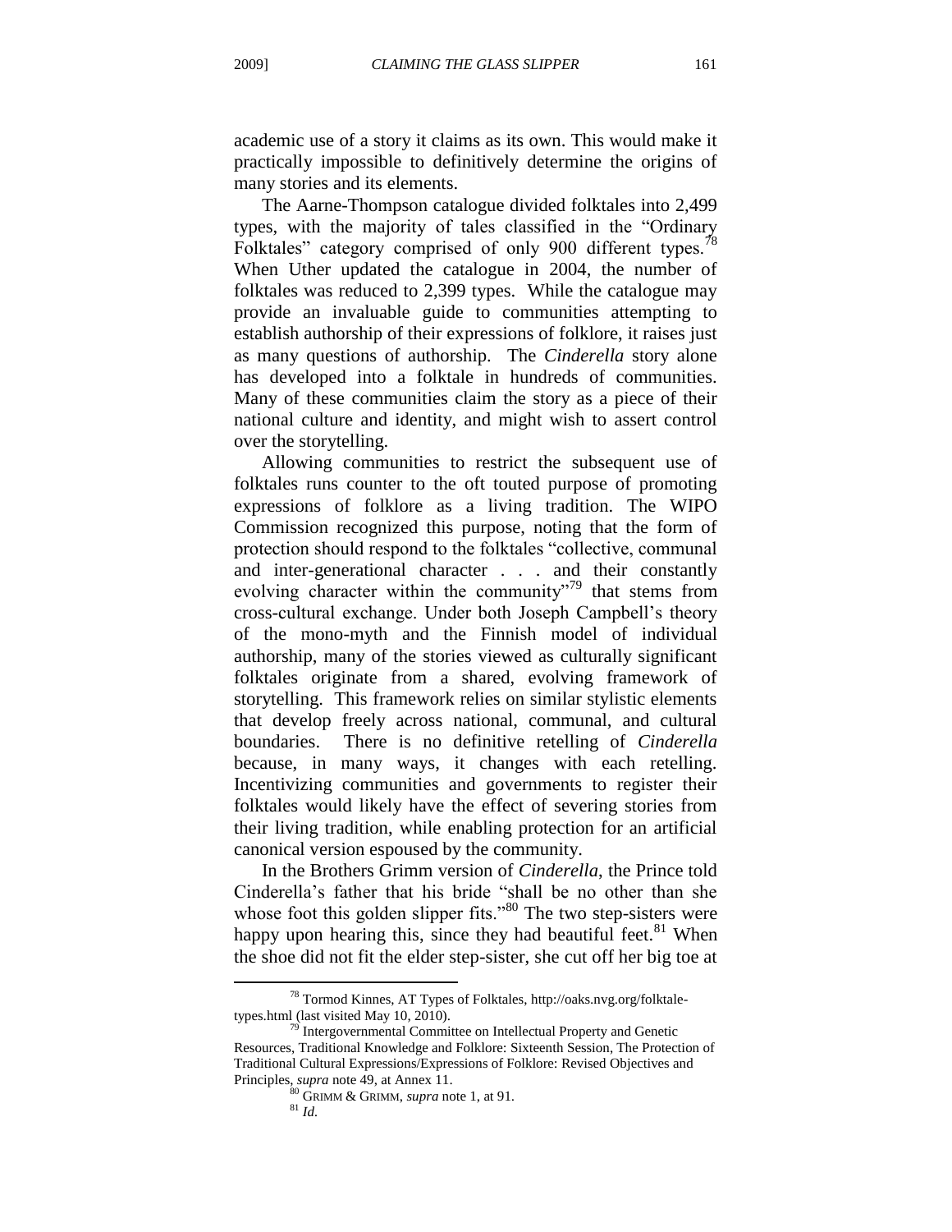academic use of a story it claims as its own. This would make it practically impossible to definitively determine the origins of many stories and its elements.

The Aarne-Thompson catalogue divided folktales into 2,499 types, with the majority of tales classified in the "Ordinary Folktales" category comprised of only 900 different types.[78] When Uther updated the catalogue in 2004, the number of folktales was reduced to 2,399 types. While the catalogue may provide an invaluable guide to communities attempting to establish authorship of their expressions of folklore, it raises just as many questions of authorship. The *Cinderella* story alone has developed into a folktale in hundreds of communities. Many of these communities claim the story as a piece of their national culture and identity, and might wish to assert control over the storytelling.

Allowing communities to restrict the subsequent use of folktales runs counter to the oft touted purpose of promoting expressions of folklore as a living tradition. The WIPO Commission recognized this purpose, noting that the form of protection should respond to the folktales "collective, communal and inter-generational character . . . and their constantly evolving character within the community"[79] that stems from cross-cultural exchange. Under both Joseph Campbell's theory of the mono-myth and the Finnish model of individual authorship, many of the stories viewed as culturally significant folktales originate from a shared, evolving framework of storytelling. This framework relies on similar stylistic elements that develop freely across national, communal, and cultural boundaries. There is no definitive retelling of *Cinderella* because, in many ways, it changes with each retelling. Incentivizing communities and governments to register their folktales would likely have the effect of severing stories from their living tradition, while enabling protection for an artificial canonical version espoused by the community.

In the Brothers Grimm version of *Cinderella*, the Prince told Cinderella's father that his bride "shall be no other than she whose foot this golden slipper fits."[80] The two step-sisters were happy upon hearing this, since they had beautiful feet.[81] When the shoe did not fit the elder step-sister, she cut off her big toe at

---

[78] Tormod Kinnes, AT Types of Folktales, http://oaks.nvg.org/folktale-types.html (last visited May 10, 2010).

[79] Intergovernmental Committee on Intellectual Property and Genetic Resources, Traditional Knowledge and Folklore: Sixteenth Session, The Protection of Traditional Cultural Expressions/Expressions of Folklore: Revised Objectives and Principles, *supra* note 49, at Annex 11.

[80] GRIMM & GRIMM, *supra* note 1, at 91.

[81] *Id.*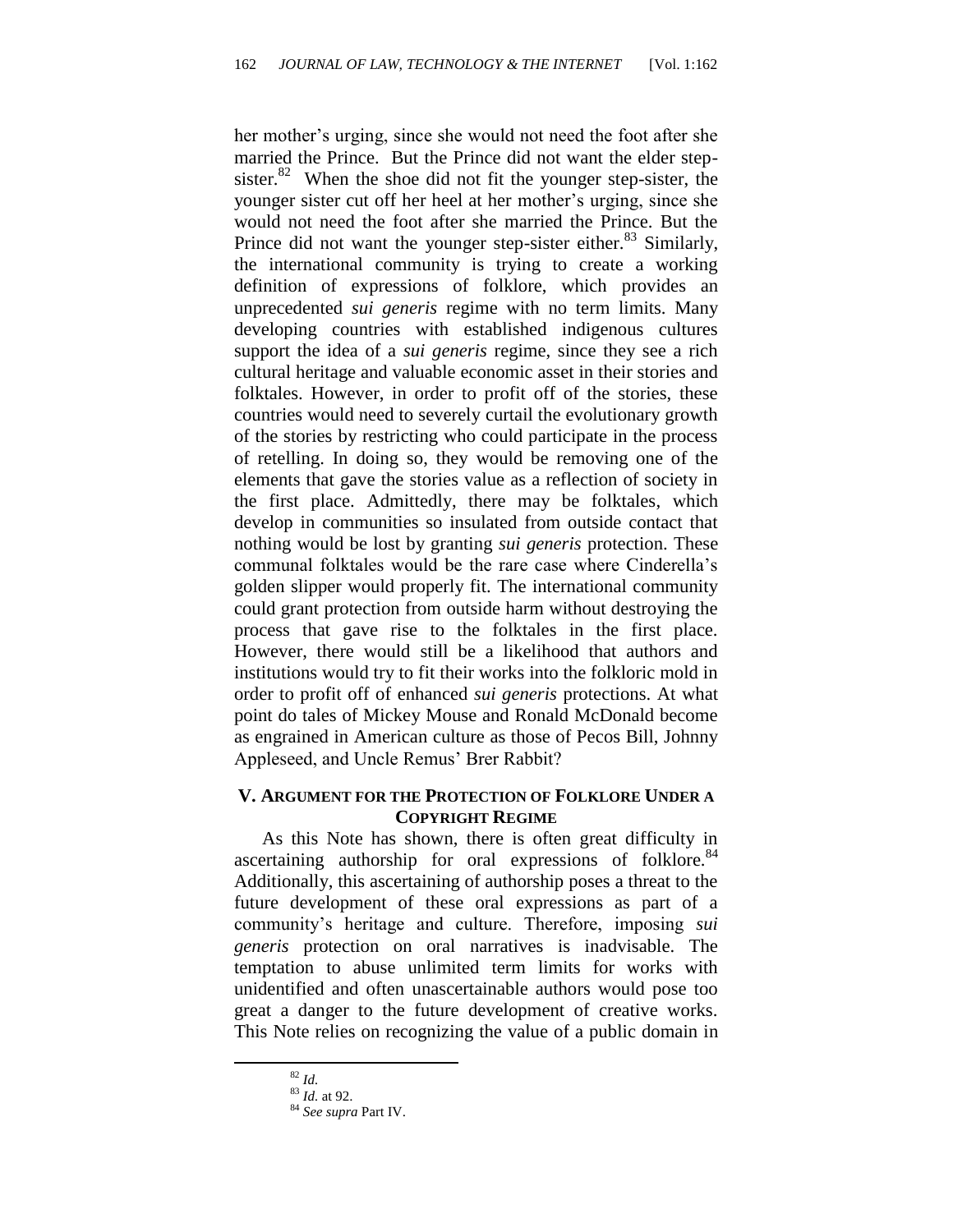her mother's urging, since she would not need the foot after she married the Prince. But the Prince did not want the elder step-sister.[82] When the shoe did not fit the younger step-sister, the younger sister cut off her heel at her mother's urging, since she would not need the foot after she married the Prince. But the Prince did not want the younger step-sister either.[83] Similarly, the international community is trying to create a working definition of expressions of folklore, which provides an unprecedented *sui generis* regime with no term limits. Many developing countries with established indigenous cultures support the idea of a *sui generis* regime, since they see a rich cultural heritage and valuable economic asset in their stories and folktales. However, in order to profit off of the stories, these countries would need to severely curtail the evolutionary growth of the stories by restricting who could participate in the process of retelling. In doing so, they would be removing one of the elements that gave the stories value as a reflection of society in the first place. Admittedly, there may be folktales, which develop in communities so insulated from outside contact that nothing would be lost by granting *sui generis* protection. These communal folktales would be the rare case where Cinderella's golden slipper would properly fit. The international community could grant protection from outside harm without destroying the process that gave rise to the folktales in the first place. However, there would still be a likelihood that authors and institutions would try to fit their works into the folkloric mold in order to profit off of enhanced *sui generis* protections. At what point do tales of Mickey Mouse and Ronald McDonald become as engrained in American culture as those of Pecos Bill, Johnny Appleseed, and Uncle Remus' Brer Rabbit?

## V. ARGUMENT FOR THE PROTECTION OF FOLKLORE UNDER A COPYRIGHT REGIME

As this Note has shown, there is often great difficulty in ascertaining authorship for oral expressions of folklore.[84] Additionally, this ascertaining of authorship poses a threat to the future development of these oral expressions as part of a community's heritage and culture. Therefore, imposing *sui generis* protection on oral narratives is inadvisable. The temptation to abuse unlimited term limits for works with unidentified and often unascertainable authors would pose too great a danger to the future development of creative works. This Note relies on recognizing the value of a public domain in

---

[82] *Id.*

[83] *Id.* at 92.

[84] *See supra* Part IV.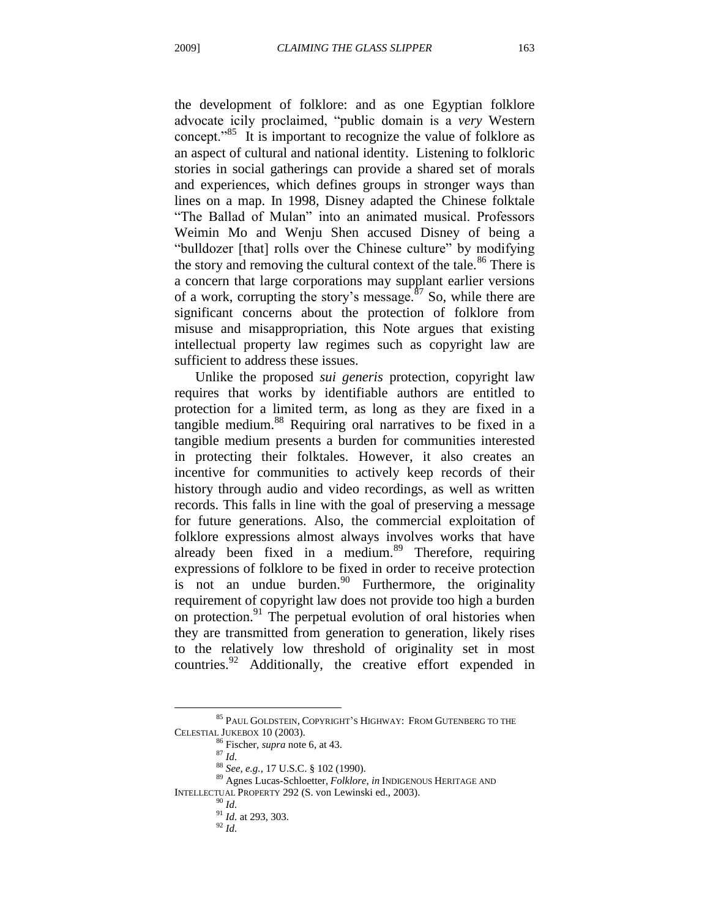the development of folklore: and as one Egyptian folklore advocate icily proclaimed, "public domain is a *very* Western concept."[85] It is important to recognize the value of folklore as an aspect of cultural and national identity. Listening to folkloric stories in social gatherings can provide a shared set of morals and experiences, which defines groups in stronger ways than lines on a map. In 1998, Disney adapted the Chinese folktale "The Ballad of Mulan" into an animated musical. Professors Weimin Mo and Wenju Shen accused Disney of being a "bulldozer [that] rolls over the Chinese culture" by modifying the story and removing the cultural context of the tale.[86] There is a concern that large corporations may supplant earlier versions of a work, corrupting the story's message.[87] So, while there are significant concerns about the protection of folklore from misuse and misappropriation, this Note argues that existing intellectual property law regimes such as copyright law are sufficient to address these issues.

Unlike the proposed *sui generis* protection, copyright law requires that works by identifiable authors are entitled to protection for a limited term, as long as they are fixed in a tangible medium.[88] Requiring oral narratives to be fixed in a tangible medium presents a burden for communities interested in protecting their folktales. However, it also creates an incentive for communities to actively keep records of their history through audio and video recordings, as well as written records. This falls in line with the goal of preserving a message for future generations. Also, the commercial exploitation of folklore expressions almost always involves works that have already been fixed in a medium.[89] Therefore, requiring expressions of folklore to be fixed in order to receive protection is not an undue burden.[90] Furthermore, the originality requirement of copyright law does not provide too high a burden on protection.[91] The perpetual evolution of oral histories when they are transmitted from generation to generation, likely rises to the relatively low threshold of originality set in most countries.[92] Additionally, the creative effort expended in

---

[85] PAUL GOLDSTEIN, COPYRIGHT'S HIGHWAY: FROM GUTENBERG TO THE CELESTIAL JUKEBOX 10 (2003).

[86] Fischer, *supra* note 6, at 43.

[87] *Id.*

[88] *See, e.g.*, 17 U.S.C. § 102 (1990).

[89] Agnes Lucas-Schloetter, *Folklore*, *in* INDIGENOUS HERITAGE AND INTELLECTUAL PROPERTY 292 (S. von Lewinski ed., 2003).

[90] *Id.*

[91] *Id.* at 293, 303.

[92] *Id.*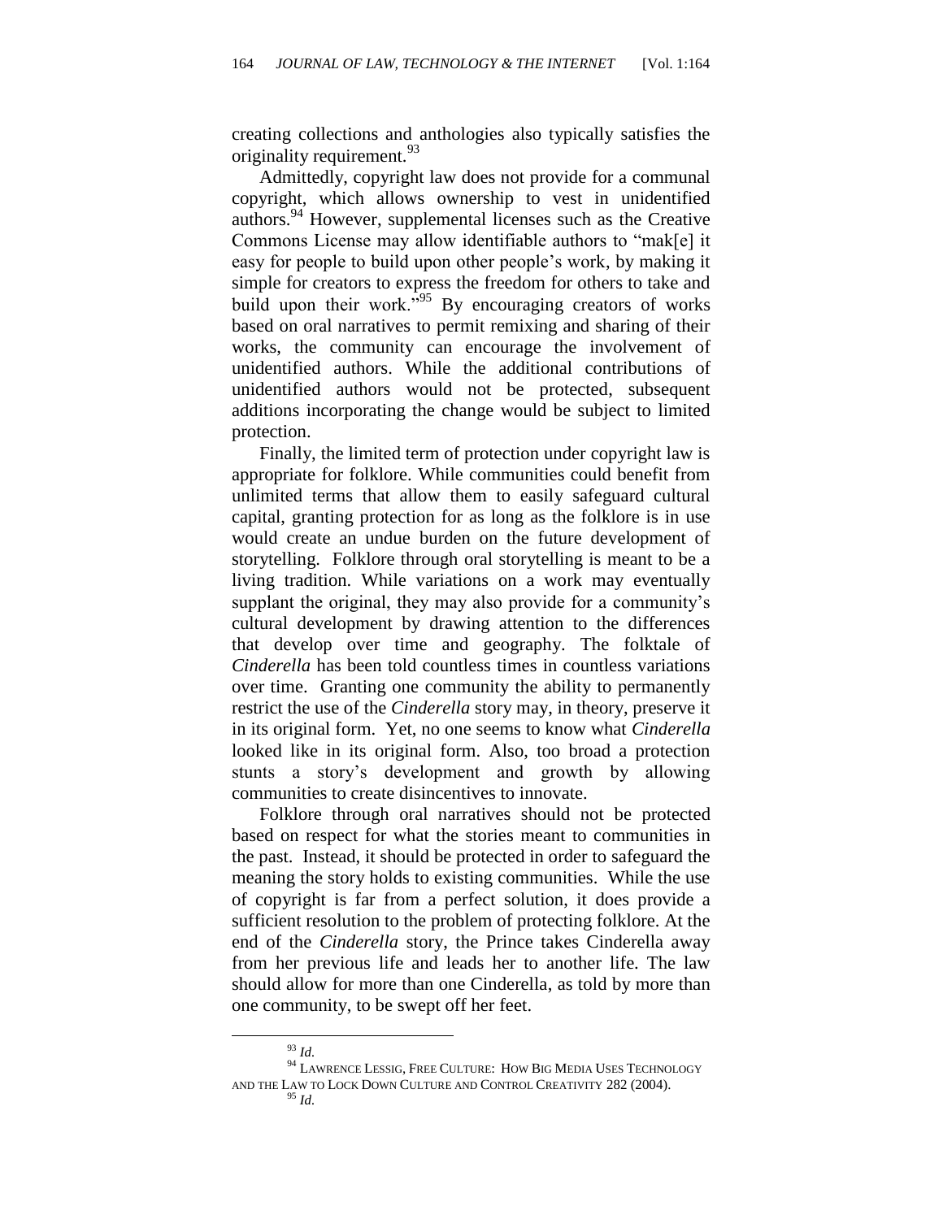creating collections and anthologies also typically satisfies the originality requirement.[93]

Admittedly, copyright law does not provide for a communal copyright, which allows ownership to vest in unidentified authors.[94] However, supplemental licenses such as the Creative Commons License may allow identifiable authors to "mak[e] it easy for people to build upon other people's work, by making it simple for creators to express the freedom for others to take and build upon their work."[95] By encouraging creators of works based on oral narratives to permit remixing and sharing of their works, the community can encourage the involvement of unidentified authors. While the additional contributions of unidentified authors would not be protected, subsequent additions incorporating the change would be subject to limited protection.

Finally, the limited term of protection under copyright law is appropriate for folklore. While communities could benefit from unlimited terms that allow them to easily safeguard cultural capital, granting protection for as long as the folklore is in use would create an undue burden on the future development of storytelling. Folklore through oral storytelling is meant to be a living tradition. While variations on a work may eventually supplant the original, they may also provide for a community's cultural development by drawing attention to the differences that develop over time and geography. The folktale of *Cinderella* has been told countless times in countless variations over time. Granting one community the ability to permanently restrict the use of the *Cinderella* story may, in theory, preserve it in its original form. Yet, no one seems to know what *Cinderella* looked like in its original form. Also, too broad a protection stunts a story's development and growth by allowing communities to create disincentives to innovate.

Folklore through oral narratives should not be protected based on respect for what the stories meant to communities in the past. Instead, it should be protected in order to safeguard the meaning the story holds to existing communities. While the use of copyright is far from a perfect solution, it does provide a sufficient resolution to the problem of protecting folklore. At the end of the *Cinderella* story, the Prince takes Cinderella away from her previous life and leads her to another life. The law should allow for more than one Cinderella, as told by more than one community, to be swept off her feet.

---

[93] *Id.*

[94] LAWRENCE LESSIG, FREE CULTURE: HOW BIG MEDIA USES TECHNOLOGY AND THE LAW TO LOCK DOWN CULTURE AND CONTROL CREATIVITY 282 (2004).

[95] *Id.*